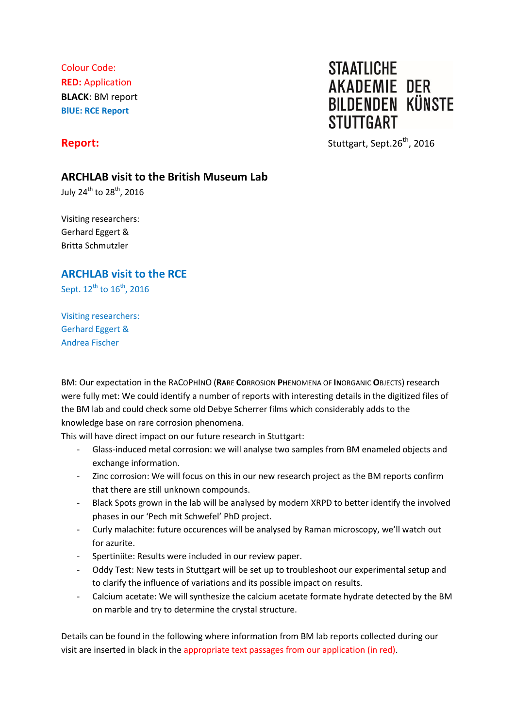Colour Code:
**RED:** Application
**BLACK**: BM report
**BlUE: RCE Report**

STAATLICHE AKADEMIE DER BILDENDEN KÜNSTE STUTTGART

## Report:

Stuttgart, Sept.26th, 2016

### ARCHLAB visit to the British Museum Lab

July 24th to 28th, 2016

Visiting researchers:
Gerhard Eggert &
Britta Schmutzler

### ARCHLAB visit to the RCE

Sept. 12th to 16th, 2016

Visiting researchers:
Gerhard Eggert &
Andrea Fischer

BM: Our expectation in the RACOPHINO (**R**ARE **CO**RROSION **PH**ENOMENA OF **IN**ORGANIC **O**BJECTS) research were fully met: We could identify a number of reports with interesting details in the digitized files of the BM lab and could check some old Debye Scherrer films which considerably adds to the knowledge base on rare corrosion phenomena.
This will have direct impact on our future research in Stuttgart:

- Glass-induced metal corrosion: we will analyse two samples from BM enameled objects and exchange information.
- Zinc corrosion: We will focus on this in our new research project as the BM reports confirm that there are still unknown compounds.
- Black Spots grown in the lab will be analysed by modern XRPD to better identify the involved phases in our 'Pech mit Schwefel' PhD project.
- Curly malachite: future occurences will be analysed by Raman microscopy, we'll watch out for azurite.
- Spertiniite: Results were included in our review paper.
- Oddy Test: New tests in Stuttgart will be set up to troubleshoot our experimental setup and to clarify the influence of variations and its possible impact on results.
- Calcium acetate: We will synthesize the calcium acetate formate hydrate detected by the BM on marble and try to determine the crystal structure.

Details can be found in the following where information from BM lab reports collected during our visit are inserted in black in the appropriate text passages from our application (in red).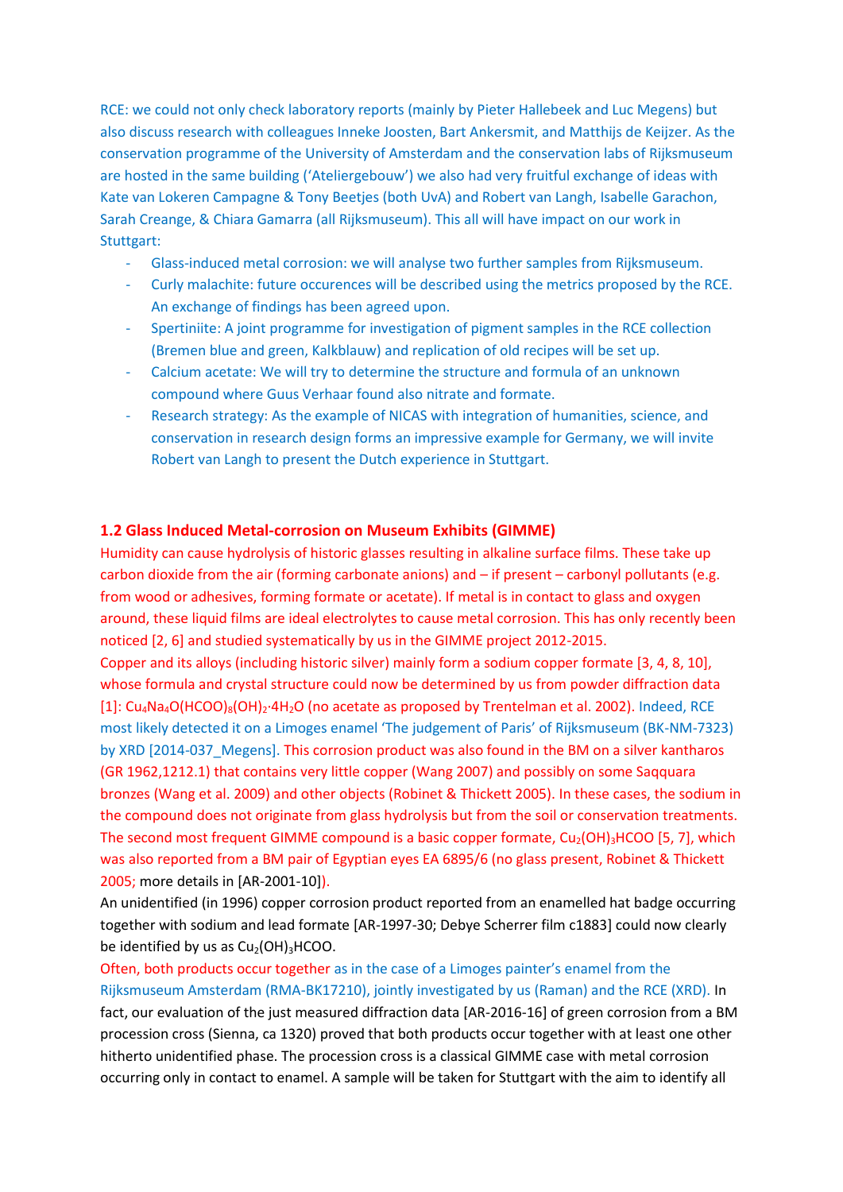RCE: we could not only check laboratory reports (mainly by Pieter Hallebeek and Luc Megens) but also discuss research with colleagues Inneke Joosten, Bart Ankersmit, and Matthijs de Keijzer. As the conservation programme of the University of Amsterdam and the conservation labs of Rijksmuseum are hosted in the same building ('Ateliergebouw') we also had very fruitful exchange of ideas with Kate van Lokeren Campagne & Tony Beetjes (both UvA) and Robert van Langh, Isabelle Garachon, Sarah Creange, & Chiara Gamarra (all Rijksmuseum). This all will have impact on our work in Stuttgart:

- Glass-induced metal corrosion: we will analyse two further samples from Rijksmuseum.
- Curly malachite: future occurences will be described using the metrics proposed by the RCE. An exchange of findings has been agreed upon.
- Spertiniite: A joint programme for investigation of pigment samples in the RCE collection (Bremen blue and green, Kalkblauw) and replication of old recipes will be set up.
- Calcium acetate: We will try to determine the structure and formula of an unknown compound where Guus Verhaar found also nitrate and formate.
- Research strategy: As the example of NICAS with integration of humanities, science, and conservation in research design forms an impressive example for Germany, we will invite Robert van Langh to present the Dutch experience in Stuttgart.

## 1.2 Glass Induced Metal-corrosion on Museum Exhibits (GIMME)

Humidity can cause hydrolysis of historic glasses resulting in alkaline surface films. These take up carbon dioxide from the air (forming carbonate anions) and – if present – carbonyl pollutants (e.g. from wood or adhesives, forming formate or acetate). If metal is in contact to glass and oxygen around, these liquid films are ideal electrolytes to cause metal corrosion. This has only recently been noticed [2, 6] and studied systematically by us in the GIMME project 2012-2015.

Copper and its alloys (including historic silver) mainly form a sodium copper formate [3, 4, 8, 10], whose formula and crystal structure could now be determined by us from powder diffraction data [1]: $Cu_4Na_4O(HCOO)_8(OH)_2 \cdot 4H_2O$ (no acetate as proposed by Trentelman et al. 2002). Indeed, RCE most likely detected it on a Limoges enamel 'The judgement of Paris' of Rijksmuseum (BK-NM-7323) by XRD [2014-037_Megens]. This corrosion product was also found in the BM on a silver kantharos (GR 1962,1212.1) that contains very little copper (Wang 2007) and possibly on some Saqquara bronzes (Wang et al. 2009) and other objects (Robinet & Thickett 2005). In these cases, the sodium in the compound does not originate from glass hydrolysis but from the soil or conservation treatments. The second most frequent GIMME compound is a basic copper formate, $Cu_2(OH)_3HCOO$ [5, 7], which was also reported from a BM pair of Egyptian eyes EA 6895/6 (no glass present, Robinet & Thickett 2005; more details in [AR-2001-10]).

An unidentified (in 1996) copper corrosion product reported from an enamelled hat badge occurring together with sodium and lead formate [AR-1997-30; Debye Scherrer film c1883] could now clearly be identified by us as $Cu_2(OH)_3HCOO$.

Often, both products occur together as in the case of a Limoges painter's enamel from the Rijksmuseum Amsterdam (RMA-BK17210), jointly investigated by us (Raman) and the RCE (XRD). In fact, our evaluation of the just measured diffraction data [AR-2016-16] of green corrosion from a BM procession cross (Sienna, ca 1320) proved that both products occur together with at least one other hitherto unidentified phase. The procession cross is a classical GIMME case with metal corrosion occurring only in contact to enamel. A sample will be taken for Stuttgart with the aim to identify all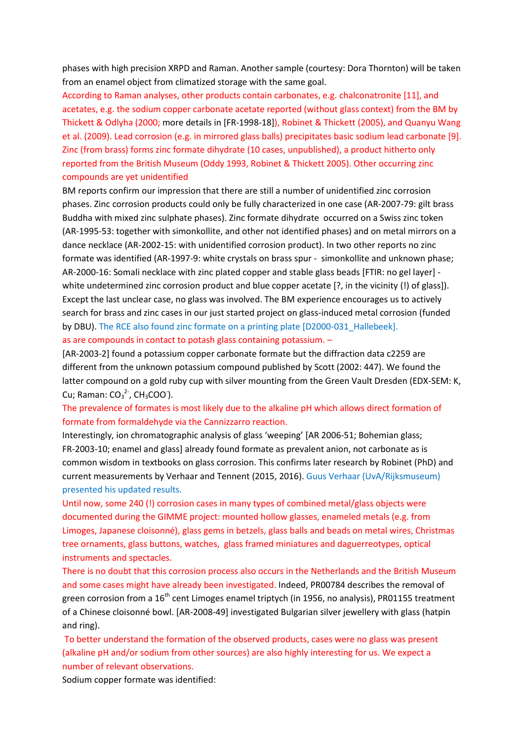phases with high precision XRPD and Raman. Another sample (courtesy: Dora Thornton) will be taken from an enamel object from climatized storage with the same goal.

According to Raman analyses, other products contain carbonates, e.g. chalconatronite [11], and acetates, e.g. the sodium copper carbonate acetate reported (without glass context) from the BM by Thickett & Odlyha (2000; more details in [FR-1998-18]), Robinet & Thickett (2005), and Quanyu Wang et al. (2009). Lead corrosion (e.g. in mirrored glass balls) precipitates basic sodium lead carbonate [9]. Zinc (from brass) forms zinc formate dihydrate (10 cases, unpublished), a product hitherto only reported from the British Museum (Oddy 1993, Robinet & Thickett 2005). Other occurring zinc compounds are yet unidentified

BM reports confirm our impression that there are still a number of unidentified zinc corrosion phases. Zinc corrosion products could only be fully characterized in one case (AR-2007-79: gilt brass Buddha with mixed zinc sulphate phases). Zinc formate dihydrate occurred on a Swiss zinc token (AR-1995-53: together with simonkollite, and other not identified phases) and on metal mirrors on a dance necklace (AR-2002-15: with unidentified corrosion product). In two other reports no zinc formate was identified (AR-1997-9: white crystals on brass spur - simonkollite and unknown phase; AR-2000-16: Somali necklace with zinc plated copper and stable glass beads [FTIR: no gel layer] - white undetermined zinc corrosion product and blue copper acetate [?, in the vicinity (!) of glass]). Except the last unclear case, no glass was involved. The BM experience encourages us to actively search for brass and zinc cases in our just started project on glass-induced metal corrosion (funded by DBU). The RCE also found zinc formate on a printing plate [D2000-031_Hallebeek].

as are compounds in contact to potash glass containing potassium. –

[AR-2003-2] found a potassium copper carbonate formate but the diffraction data c2259 are different from the unknown potassium compound published by Scott (2002: 447). We found the latter compound on a gold ruby cup with silver mounting from the Green Vault Dresden (EDX-SEM: K, Cu; Raman: $CO_3^{2-}$, $CH_3COO^-$).

The prevalence of formates is most likely due to the alkaline pH which allows direct formation of formate from formaldehyde via the Cannizzarro reaction.

Interestingly, ion chromatographic analysis of glass 'weeping' [AR 2006-51; Bohemian glass; FR-2003-10; enamel and glass] already found formate as prevalent anion, not carbonate as is common wisdom in textbooks on glass corrosion. This confirms later research by Robinet (PhD) and current measurements by Verhaar and Tennent (2015, 2016). Guus Verhaar (UvA/Rijksmuseum) presented his updated results.

Until now, some 240 (!) corrosion cases in many types of combined metal/glass objects were documented during the GIMME project: mounted hollow glasses, enameled metals (e.g. from Limoges, Japanese cloisonné), glass gems in betzels, glass balls and beads on metal wires, Christmas tree ornaments, glass buttons, watches, glass framed miniatures and daguerreotypes, optical instruments and spectacles.

There is no doubt that this corrosion process also occurs in the Netherlands and the British Museum and some cases might have already been investigated. Indeed, PR00784 describes the removal of green corrosion from a 16th cent Limoges enamel triptych (in 1956, no analysis), PR01155 treatment of a Chinese cloisonné bowl. [AR-2008-49] investigated Bulgarian silver jewellery with glass (hatpin and ring).

To better understand the formation of the observed products, cases were no glass was present (alkaline pH and/or sodium from other sources) are also highly interesting for us. We expect a number of relevant observations.

Sodium copper formate was identified: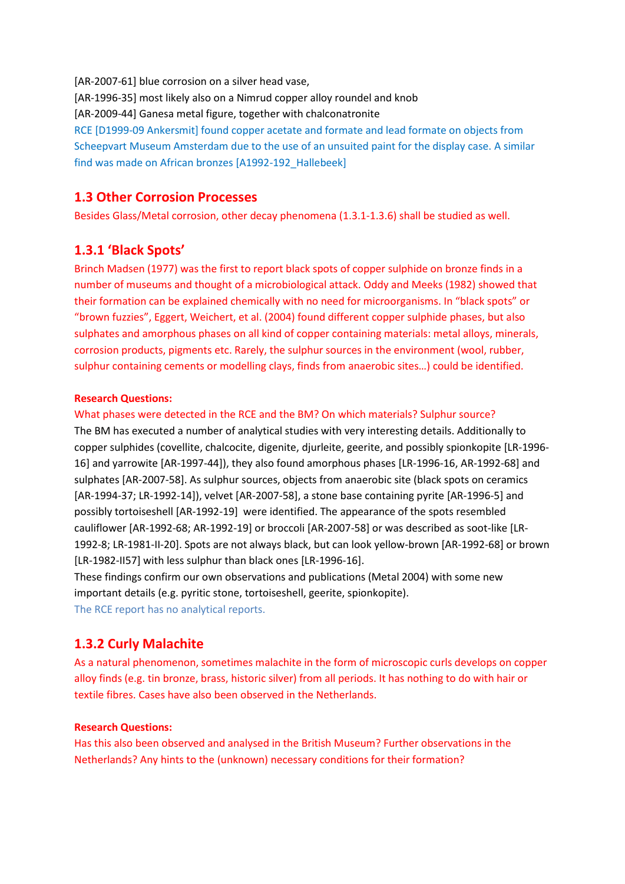[AR-2007-61] blue corrosion on a silver head vase,
[AR-1996-35] most likely also on a Nimrud copper alloy roundel and knob
[AR-2009-44] Ganesa metal figure, together with chalconatronite
RCE [D1999-09 Ankersmit] found copper acetate and formate and lead formate on objects from Scheepvart Museum Amsterdam due to the use of an unsuited paint for the display case. A similar find was made on African bronzes [A1992-192_Hallebeek]

## 1.3 Other Corrosion Processes

Besides Glass/Metal corrosion, other decay phenomena (1.3.1-1.3.6) shall be studied as well.

### 1.3.1 'Black Spots'

Brinch Madsen (1977) was the first to report black spots of copper sulphide on bronze finds in a number of museums and thought of a microbiological attack. Oddy and Meeks (1982) showed that their formation can be explained chemically with no need for microorganisms. In "black spots" or "brown fuzzies", Eggert, Weichert, et al. (2004) found different copper sulphide phases, but also sulphates and amorphous phases on all kind of copper containing materials: metal alloys, minerals, corrosion products, pigments etc. Rarely, the sulphur sources in the environment (wool, rubber, sulphur containing cements or modelling clays, finds from anaerobic sites…) could be identified.

**Research Questions:**

What phases were detected in the RCE and the BM? On which materials? Sulphur source?
The BM has executed a number of analytical studies with very interesting details. Additionally to copper sulphides (covellite, chalcocite, digenite, djurleite, geerite, and possibly spionkopite [LR-1996-16] and yarrowite [AR-1997-44]), they also found amorphous phases [LR-1996-16, AR-1992-68] and sulphates [AR-2007-58]. As sulphur sources, objects from anaerobic site (black spots on ceramics [AR-1994-37; LR-1992-14]), velvet [AR-2007-58], a stone base containing pyrite [AR-1996-5] and possibly tortoiseshell [AR-1992-19] were identified. The appearance of the spots resembled cauliflower [AR-1992-68; AR-1992-19] or broccoli [AR-2007-58] or was described as soot-like [LR-1992-8; LR-1981-II-20]. Spots are not always black, but can look yellow-brown [AR-1992-68] or brown [LR-1982-II57] with less sulphur than black ones [LR-1996-16].
These findings confirm our own observations and publications (Metal 2004) with some new important details (e.g. pyritic stone, tortoiseshell, geerite, spionkopite).
The RCE report has no analytical reports.

### 1.3.2 Curly Malachite

As a natural phenomenon, sometimes malachite in the form of microscopic curls develops on copper alloy finds (e.g. tin bronze, brass, historic silver) from all periods. It has nothing to do with hair or textile fibres. Cases have also been observed in the Netherlands.

**Research Questions:**

Has this also been observed and analysed in the British Museum? Further observations in the Netherlands? Any hints to the (unknown) necessary conditions for their formation?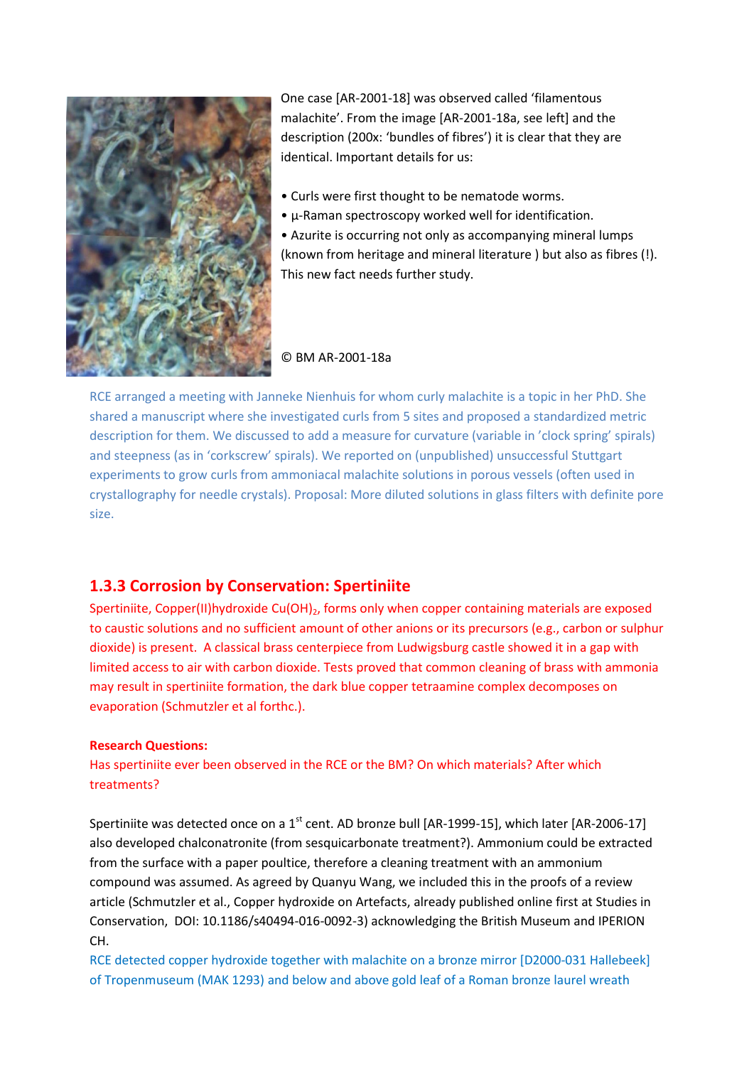One case [AR-2001-18] was observed called 'filamentous malachite'. From the image [AR-2001-18a, see left] and the description (200x: 'bundles of fibres') it is clear that they are identical. Important details for us:

- Curls were first thought to be nematode worms.
- µ-Raman spectroscopy worked well for identification.
- Azurite is occurring not only as accompanying mineral lumps (known from heritage and mineral literature ) but also as fibres (!). This new fact needs further study.

© BM AR-2001-18a

RCE arranged a meeting with Janneke Nienhuis for whom curly malachite is a topic in her PhD. She shared a manuscript where she investigated curls from 5 sites and proposed a standardized metric description for them. We discussed to add a measure for curvature (variable in 'clock spring' spirals) and steepness (as in 'corkscrew' spirals). We reported on (unpublished) unsuccessful Stuttgart experiments to grow curls from ammoniacal malachite solutions in porous vessels (often used in crystallography for needle crystals). Proposal: More diluted solutions in glass filters with definite pore size.

## 1.3.3 Corrosion by Conservation: Spertiniite

Spertiniite, Copper(II)hydroxide $Cu(OH)_2$, forms only when copper containing materials are exposed to caustic solutions and no sufficient amount of other anions or its precursors (e.g., carbon or sulphur dioxide) is present. A classical brass centerpiece from Ludwigsburg castle showed it in a gap with limited access to air with carbon dioxide. Tests proved that common cleaning of brass with ammonia may result in spertiniite formation, the dark blue copper tetraamine complex decomposes on evaporation (Schmutzler et al forthc.).

**Research Questions:**

Has spertiniite ever been observed in the RCE or the BM? On which materials? After which treatments?

Spertiniite was detected once on a 1st cent. AD bronze bull [AR-1999-15], which later [AR-2006-17] also developed chalconatronite (from sesquicarbonate treatment?). Ammonium could be extracted from the surface with a paper poultice, therefore a cleaning treatment with an ammonium compound was assumed. As agreed by Quanyu Wang, we included this in the proofs of a review article (Schmutzler et al., Copper hydroxide on Artefacts, already published online first at Studies in Conservation, DOI: 10.1186/s40494-016-0092-3) acknowledging the British Museum and IPERION CH.

RCE detected copper hydroxide together with malachite on a bronze mirror [D2000-031 Hallebeek] of Tropenmuseum (MAK 1293) and below and above gold leaf of a Roman bronze laurel wreath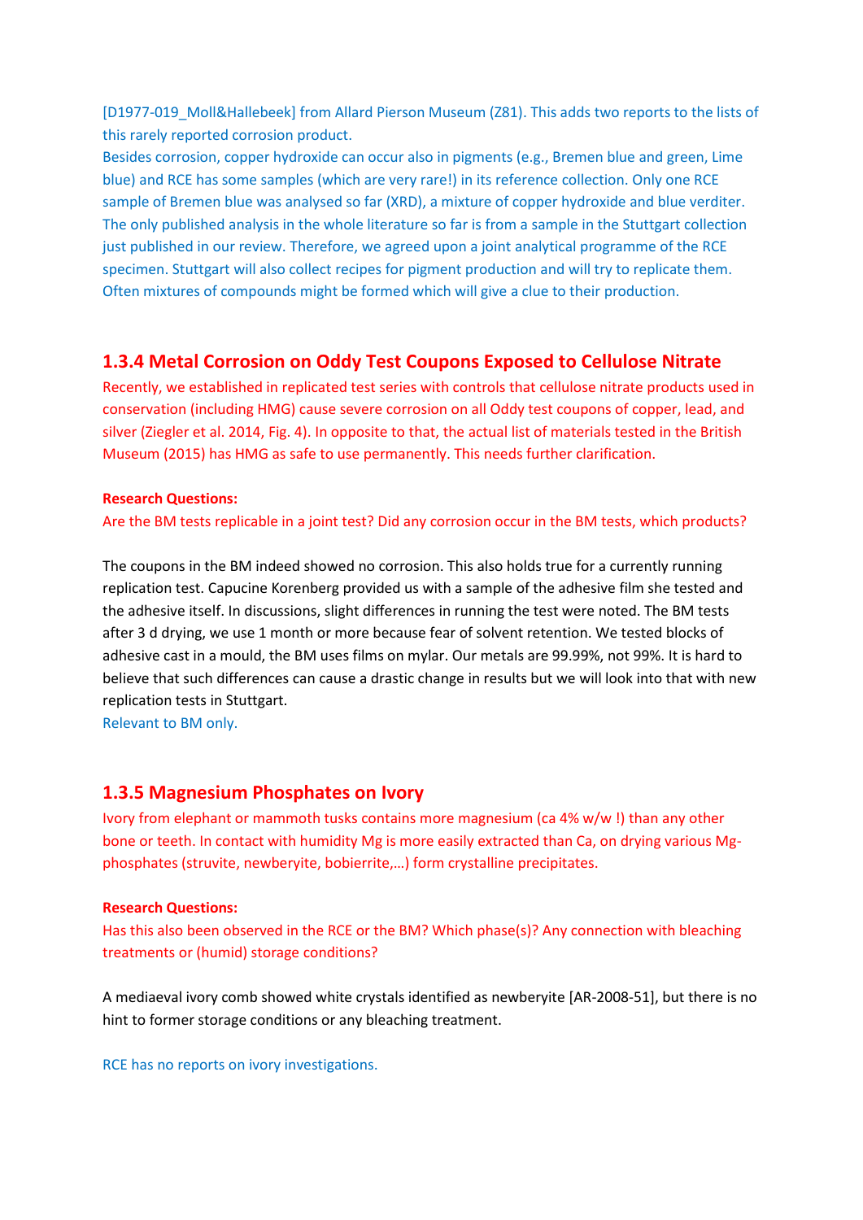[D1977-019_Moll&Hallebeek] from Allard Pierson Museum (Z81). This adds two reports to the lists of this rarely reported corrosion product.
Besides corrosion, copper hydroxide can occur also in pigments (e.g., Bremen blue and green, Lime blue) and RCE has some samples (which are very rare!) in its reference collection. Only one RCE sample of Bremen blue was analysed so far (XRD), a mixture of copper hydroxide and blue verditer. The only published analysis in the whole literature so far is from a sample in the Stuttgart collection just published in our review. Therefore, we agreed upon a joint analytical programme of the RCE specimen. Stuttgart will also collect recipes for pigment production and will try to replicate them. Often mixtures of compounds might be formed which will give a clue to their production.

### 1.3.4 Metal Corrosion on Oddy Test Coupons Exposed to Cellulose Nitrate

Recently, we established in replicated test series with controls that cellulose nitrate products used in conservation (including HMG) cause severe corrosion on all Oddy test coupons of copper, lead, and silver (Ziegler et al. 2014, Fig. 4). In opposite to that, the actual list of materials tested in the British Museum (2015) has HMG as safe to use permanently. This needs further clarification.

**Research Questions:**

Are the BM tests replicable in a joint test? Did any corrosion occur in the BM tests, which products?

The coupons in the BM indeed showed no corrosion. This also holds true for a currently running replication test. Capucine Korenberg provided us with a sample of the adhesive film she tested and the adhesive itself. In discussions, slight differences in running the test were noted. The BM tests after 3 d drying, we use 1 month or more because fear of solvent retention. We tested blocks of adhesive cast in a mould, the BM uses films on mylar. Our metals are 99.99%, not 99%. It is hard to believe that such differences can cause a drastic change in results but we will look into that with new replication tests in Stuttgart.
Relevant to BM only.

### 1.3.5 Magnesium Phosphates on Ivory

Ivory from elephant or mammoth tusks contains more magnesium (ca 4% w/w !) than any other bone or teeth. In contact with humidity Mg is more easily extracted than Ca, on drying various Mg-phosphates (struvite, newberyite, bobierrite,…) form crystalline precipitates.

**Research Questions:**

Has this also been observed in the RCE or the BM? Which phase(s)? Any connection with bleaching treatments or (humid) storage conditions?

A mediaeval ivory comb showed white crystals identified as newberyite [AR-2008-51], but there is no hint to former storage conditions or any bleaching treatment.

RCE has no reports on ivory investigations.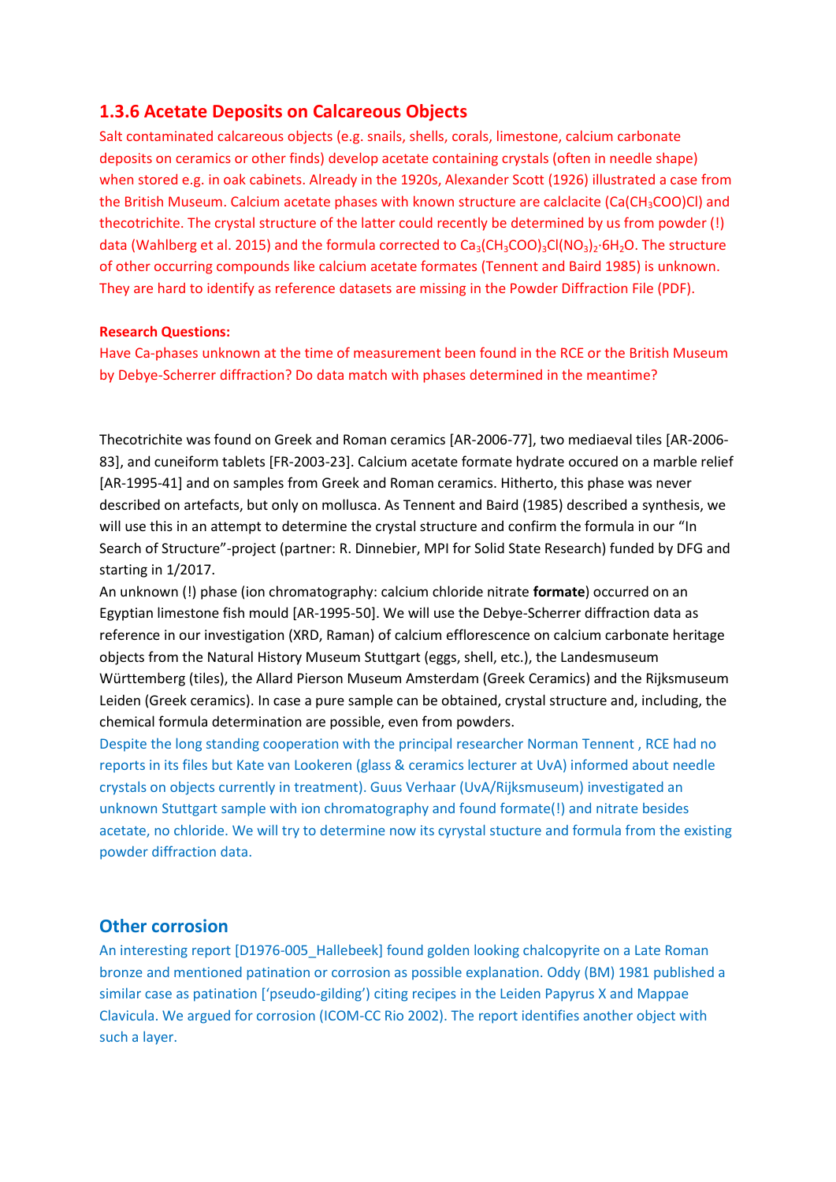### 1.3.6 Acetate Deposits on Calcareous Objects

Salt contaminated calcareous objects (e.g. snails, shells, corals, limestone, calcium carbonate deposits on ceramics or other finds) develop acetate containing crystals (often in needle shape) when stored e.g. in oak cabinets. Already in the 1920s, Alexander Scott (1926) illustrated a case from the British Museum. Calcium acetate phases with known structure are calclacite ($Ca(CH_3COO)Cl$) and thecotrichite. The crystal structure of the latter could recently be determined by us from powder (!) data (Wahlberg et al. 2015) and the formula corrected to $Ca_3(CH_3COO)_3Cl(NO_3)_2 \cdot 6H_2O$. The structure of other occurring compounds like calcium acetate formates (Tennent and Baird 1985) is unknown. They are hard to identify as reference datasets are missing in the Powder Diffraction File (PDF).

**Research Questions:**

Have Ca-phases unknown at the time of measurement been found in the RCE or the British Museum by Debye-Scherrer diffraction? Do data match with phases determined in the meantime?

Thecotrichite was found on Greek and Roman ceramics [AR-2006-77], two mediaeval tiles [AR-2006-83], and cuneiform tablets [FR-2003-23]. Calcium acetate formate hydrate occured on a marble relief [AR-1995-41] and on samples from Greek and Roman ceramics. Hitherto, this phase was never described on artefacts, but only on mollusca. As Tennent and Baird (1985) described a synthesis, we will use this in an attempt to determine the crystal structure and confirm the formula in our "In Search of Structure"-project (partner: R. Dinnebier, MPI for Solid State Research) funded by DFG and starting in 1/2017.

An unknown (!) phase (ion chromatography: calcium chloride nitrate **formate**) occurred on an Egyptian limestone fish mould [AR-1995-50]. We will use the Debye-Scherrer diffraction data as reference in our investigation (XRD, Raman) of calcium efflorescence on calcium carbonate heritage objects from the Natural History Museum Stuttgart (eggs, shell, etc.), the Landesmuseum Württemberg (tiles), the Allard Pierson Museum Amsterdam (Greek Ceramics) and the Rijksmuseum Leiden (Greek ceramics). In case a pure sample can be obtained, crystal structure and, including, the chemical formula determination are possible, even from powders.

Despite the long standing cooperation with the principal researcher Norman Tennent , RCE had no reports in its files but Kate van Lookeren (glass & ceramics lecturer at UvA) informed about needle crystals on objects currently in treatment). Guus Verhaar (UvA/Rijksmuseum) investigated an unknown Stuttgart sample with ion chromatography and found formate(!) and nitrate besides acetate, no chloride. We will try to determine now its cyrystal stucture and formula from the existing powder diffraction data.

## Other corrosion

An interesting report [D1976-005_Hallebeek] found golden looking chalcopyrite on a Late Roman bronze and mentioned patination or corrosion as possible explanation. Oddy (BM) 1981 published a similar case as patination ['pseudo-gilding'] citing recipes in the Leiden Papyrus X and Mappae Clavicula. We argued for corrosion (ICOM-CC Rio 2002). The report identifies another object with such a layer.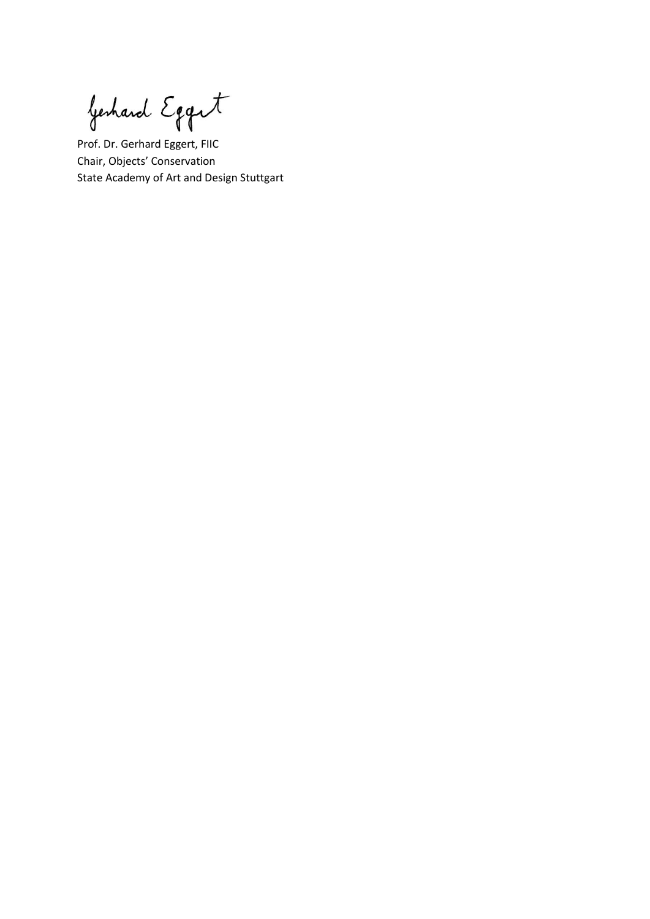Gerhard Eggert

Prof. Dr. Gerhard Eggert, FIIC
Chair, Objects' Conservation
State Academy of Art and Design Stuttgart